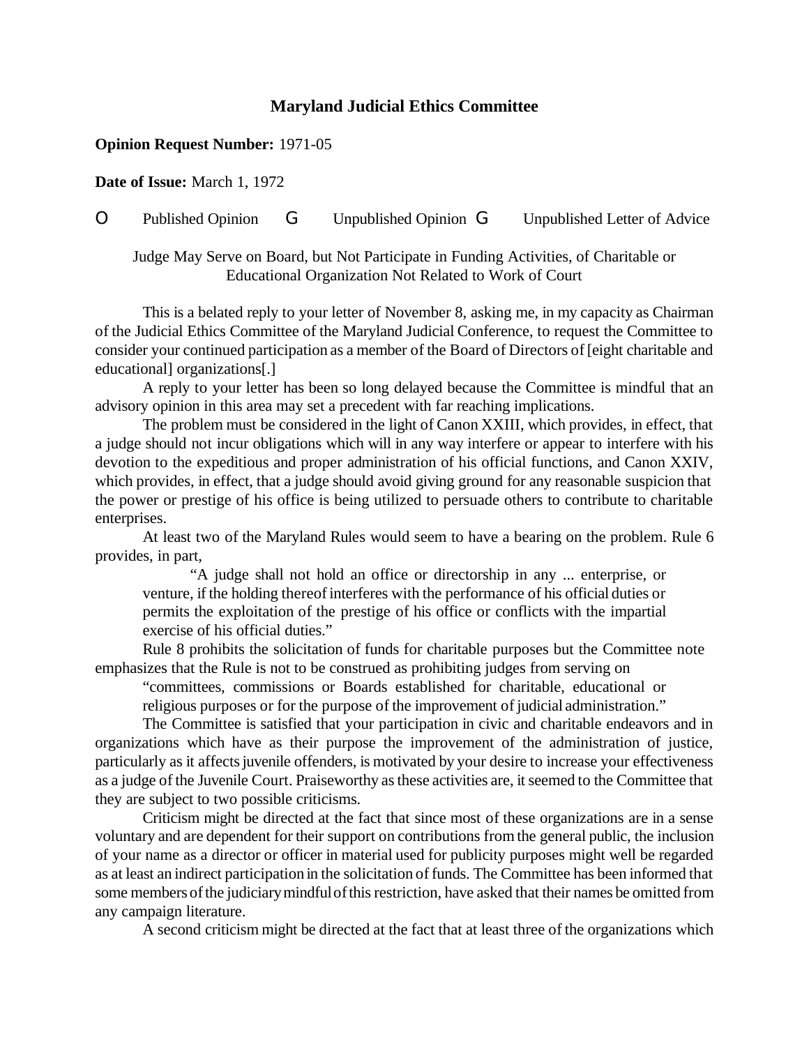# Maryland Judicial Ethics Committee

**Opinion Request Number:** 1971-05

**Date of Issue:** March 1, 1972

O Published Opinion G Unpublished Opinion G Unpublished Letter of Advice

Judge May Serve on Board, but Not Participate in Funding Activities, of Charitable or Educational Organization Not Related to Work of Court

This is a belated reply to your letter of November 8, asking me, in my capacity as Chairman of the Judicial Ethics Committee of the Maryland Judicial Conference, to request the Committee to consider your continued participation as a member of the Board of Directors of [eight charitable and educational] organizations[.]

A reply to your letter has been so long delayed because the Committee is mindful that an advisory opinion in this area may set a precedent with far reaching implications.

The problem must be considered in the light of Canon XXIII, which provides, in effect, that a judge should not incur obligations which will in any way interfere or appear to interfere with his devotion to the expeditious and proper administration of his official functions, and Canon XXIV, which provides, in effect, that a judge should avoid giving ground for any reasonable suspicion that the power or prestige of his office is being utilized to persuade others to contribute to charitable enterprises.

At least two of the Maryland Rules would seem to have a bearing on the problem. Rule 6 provides, in part,

> "A judge shall not hold an office or directorship in any ... enterprise, or venture, if the holding thereof interferes with the performance of his official duties or permits the exploitation of the prestige of his office or conflicts with the impartial exercise of his official duties."

Rule 8 prohibits the solicitation of funds for charitable purposes but the Committee note emphasizes that the Rule is not to be construed as prohibiting judges from serving on

> "committees, commissions or Boards established for charitable, educational or religious purposes or for the purpose of the improvement of judicial administration."

The Committee is satisfied that your participation in civic and charitable endeavors and in organizations which have as their purpose the improvement of the administration of justice, particularly as it affects juvenile offenders, is motivated by your desire to increase your effectiveness as a judge of the Juvenile Court. Praiseworthy as these activities are, it seemed to the Committee that they are subject to two possible criticisms.

Criticism might be directed at the fact that since most of these organizations are in a sense voluntary and are dependent for their support on contributions from the general public, the inclusion of your name as a director or officer in material used for publicity purposes might well be regarded as at least an indirect participation in the solicitation of funds. The Committee has been informed that some members of the judiciary mindful of this restriction, have asked that their names be omitted from any campaign literature.

A second criticism might be directed at the fact that at least three of the organizations which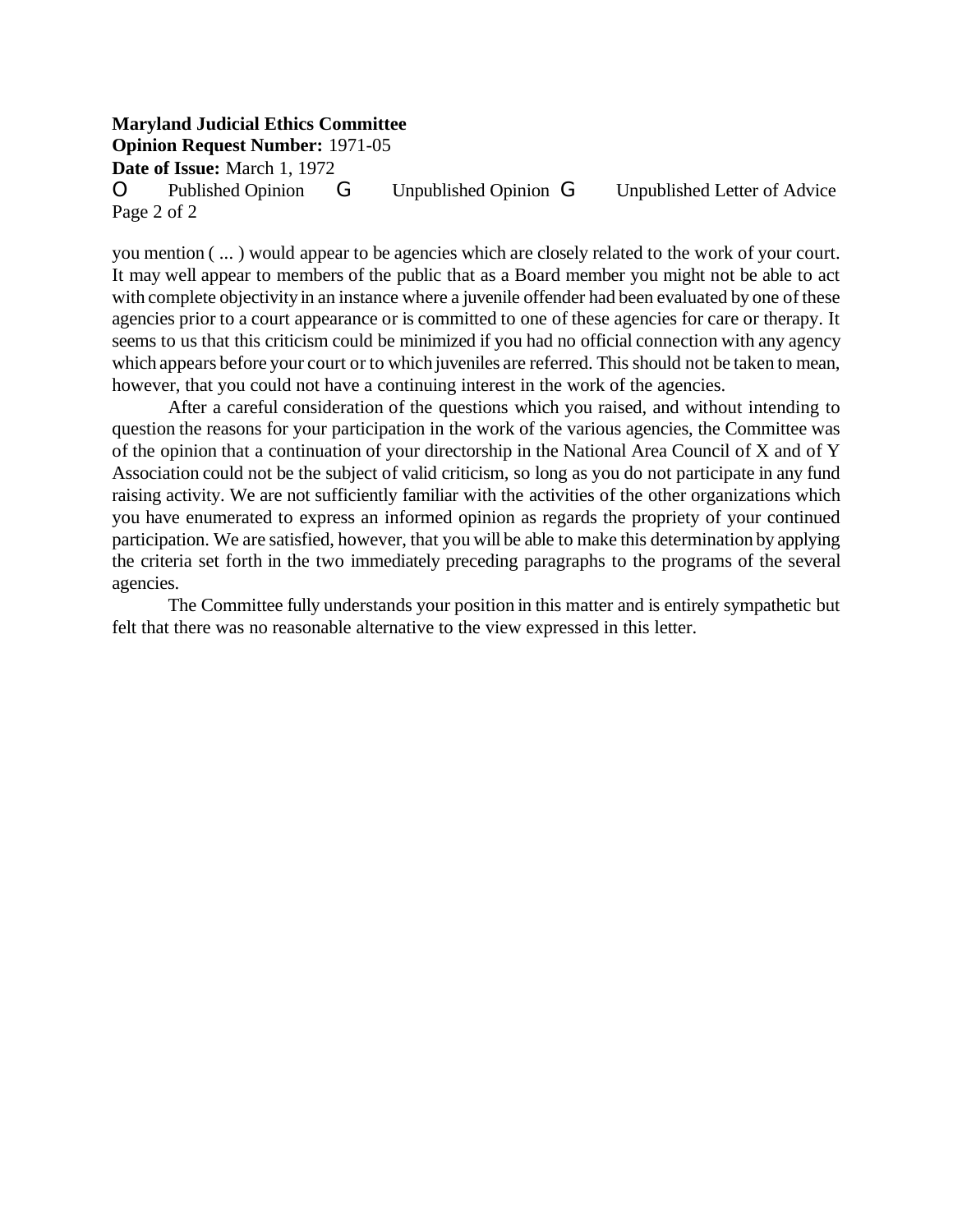you mention ( ... ) would appear to be agencies which are closely related to the work of your court. It may well appear to members of the public that as a Board member you might not be able to act with complete objectivity in an instance where a juvenile offender had been evaluated by one of these agencies prior to a court appearance or is committed to one of these agencies for care or therapy. It seems to us that this criticism could be minimized if you had no official connection with any agency which appears before your court or to which juveniles are referred. This should not be taken to mean, however, that you could not have a continuing interest in the work of the agencies.

After a careful consideration of the questions which you raised, and without intending to question the reasons for your participation in the work of the various agencies, the Committee was of the opinion that a continuation of your directorship in the National Area Council of X and of Y Association could not be the subject of valid criticism, so long as you do not participate in any fund raising activity. We are not sufficiently familiar with the activities of the other organizations which you have enumerated to express an informed opinion as regards the propriety of your continued participation. We are satisfied, however, that you will be able to make this determination by applying the criteria set forth in the two immediately preceding paragraphs to the programs of the several agencies.

The Committee fully understands your position in this matter and is entirely sympathetic but felt that there was no reasonable alternative to the view expressed in this letter.